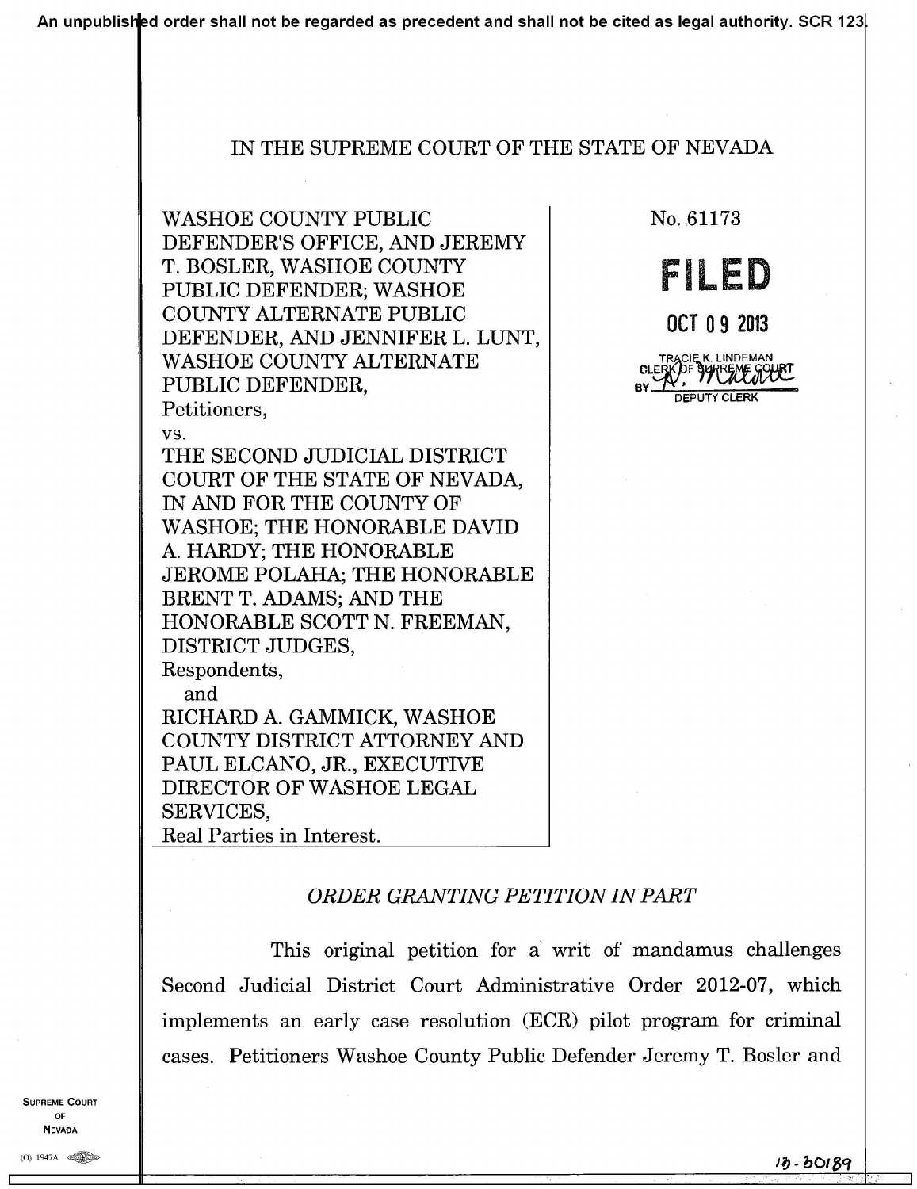An unpublished order shall not be regarded as precedent and shall not be cited as legal authority. SCR 123.

# IN THE SUPREME COURT OF THE STATE OF NEVADA

WASHOE COUNTY PUBLIC DEFENDER'S OFFICE, AND JEREMY T. BOSLER, WASHOE COUNTY PUBLIC DEFENDER; WASHOE COUNTY ALTERNATE PUBLIC DEFENDER, AND JENNIFER L. LUNT, WASHOE COUNTY ALTERNATE PUBLIC DEFENDER,
Petitioners,
vs.
THE SECOND JUDICIAL DISTRICT COURT OF THE STATE OF NEVADA, IN AND FOR THE COUNTY OF WASHOE; THE HONORABLE DAVID A. HARDY; THE HONORABLE JEROME POLAHA; THE HONORABLE BRENT T. ADAMS; AND THE HONORABLE SCOTT N. FREEMAN, DISTRICT JUDGES,
Respondents,
and
RICHARD A. GAMMICK, WASHOE COUNTY DISTRICT ATTORNEY AND PAUL ELCANO, JR., EXECUTIVE DIRECTOR OF WASHOE LEGAL SERVICES,
Real Parties in Interest.

No. 61173

**FILED**

OCT 09 2013

TRACIE K. LINDEMAN
CLERK OF SUPREME COURT
BY [signature]
DEPUTY CLERK

## *ORDER GRANTING PETITION IN PART*

This original petition for a writ of mandamus challenges Second Judicial District Court Administrative Order 2012-07, which implements an early case resolution (ECR) pilot program for criminal cases. Petitioners Washoe County Public Defender Jeremy T. Bosler and

13-30189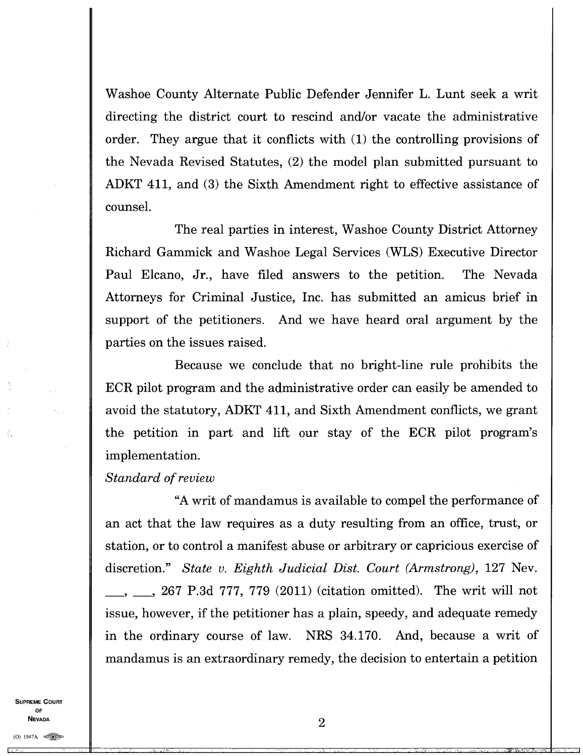Washoe County Alternate Public Defender Jennifer L. Lunt seek a writ directing the district court to rescind and/or vacate the administrative order. They argue that it conflicts with (1) the controlling provisions of the Nevada Revised Statutes, (2) the model plan submitted pursuant to ADKT 411, and (3) the Sixth Amendment right to effective assistance of counsel.

The real parties in interest, Washoe County District Attorney Richard Gammick and Washoe Legal Services (WLS) Executive Director Paul Elcano, Jr., have filed answers to the petition. The Nevada Attorneys for Criminal Justice, Inc. has submitted an amicus brief in support of the petitioners. And we have heard oral argument by the parties on the issues raised.

Because we conclude that no bright-line rule prohibits the ECR pilot program and the administrative order can easily be amended to avoid the statutory, ADKT 411, and Sixth Amendment conflicts, we grant the petition in part and lift our stay of the ECR pilot program's implementation.

*Standard of review*

"A writ of mandamus is available to compel the performance of an act that the law requires as a duty resulting from an office, trust, or station, or to control a manifest abuse or arbitrary or capricious exercise of discretion." *State v. Eighth Judicial Dist. Court (Armstrong)*, 127 Nev. \_\_\_, \_\_\_, 267 P.3d 777, 779 (2011) (citation omitted). The writ will not issue, however, if the petitioner has a plain, speedy, and adequate remedy in the ordinary course of law. NRS 34.170. And, because a writ of mandamus is an extraordinary remedy, the decision to entertain a petition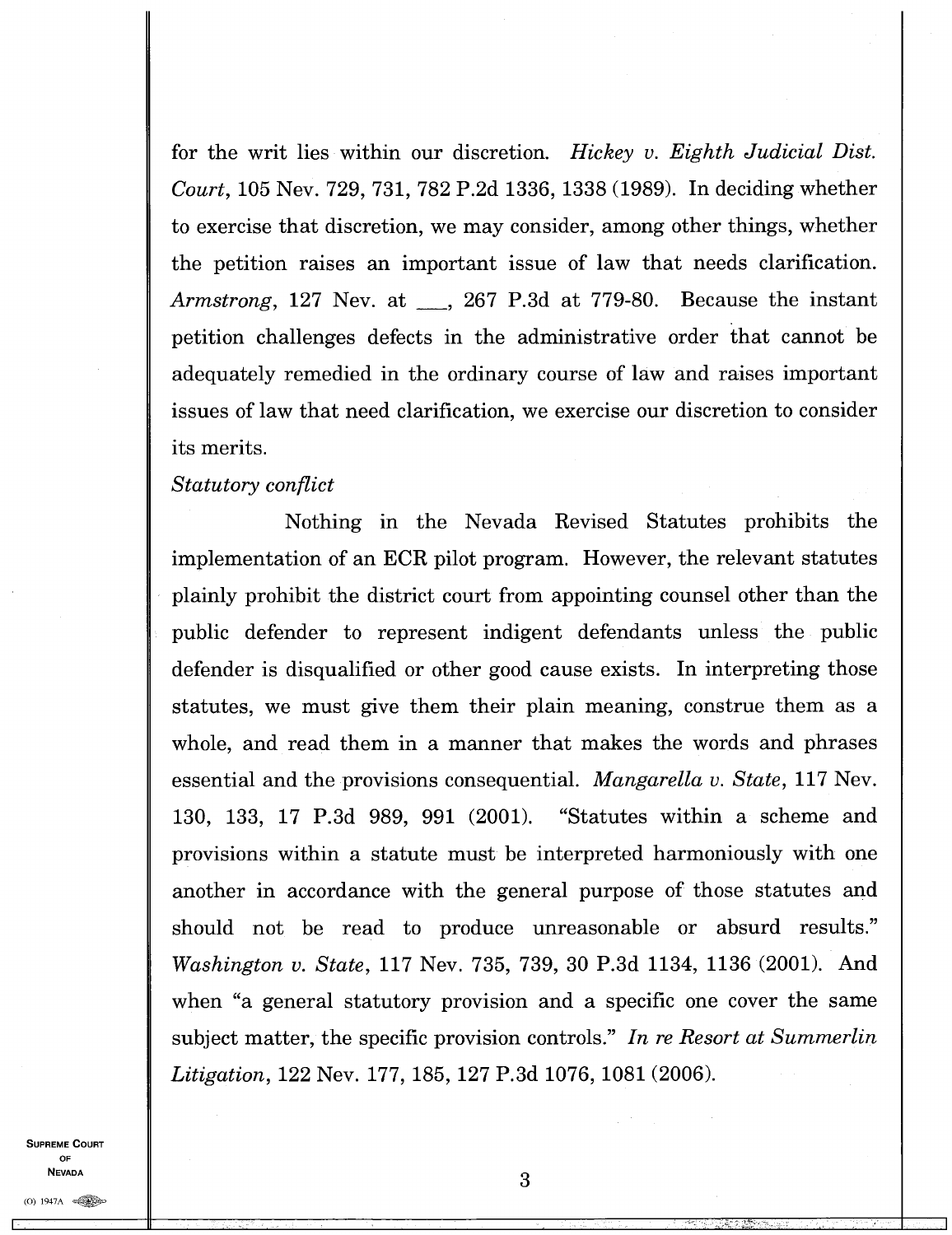for the writ lies within our discretion. *Hickey v. Eighth Judicial Dist. Court*, 105 Nev. 729, 731, 782 P.2d 1336, 1338 (1989). In deciding whether to exercise that discretion, we may consider, among other things, whether the petition raises an important issue of law that needs clarification. *Armstrong*, 127 Nev. at ___, 267 P.3d at 779-80. Because the instant petition challenges defects in the administrative order that cannot be adequately remedied in the ordinary course of law and raises important issues of law that need clarification, we exercise our discretion to consider its merits.

*Statutory conflict*

Nothing in the Nevada Revised Statutes prohibits the implementation of an ECR pilot program. However, the relevant statutes plainly prohibit the district court from appointing counsel other than the public defender to represent indigent defendants unless the public defender is disqualified or other good cause exists. In interpreting those statutes, we must give them their plain meaning, construe them as a whole, and read them in a manner that makes the words and phrases essential and the provisions consequential. *Mangarella v. State*, 117 Nev. 130, 133, 17 P.3d 989, 991 (2001). "Statutes within a scheme and provisions within a statute must be interpreted harmoniously with one another in accordance with the general purpose of those statutes and should not be read to produce unreasonable or absurd results." *Washington v. State*, 117 Nev. 735, 739, 30 P.3d 1134, 1136 (2001). And when "a general statutory provision and a specific one cover the same subject matter, the specific provision controls." *In re Resort at Summerlin Litigation*, 122 Nev. 177, 185, 127 P.3d 1076, 1081 (2006).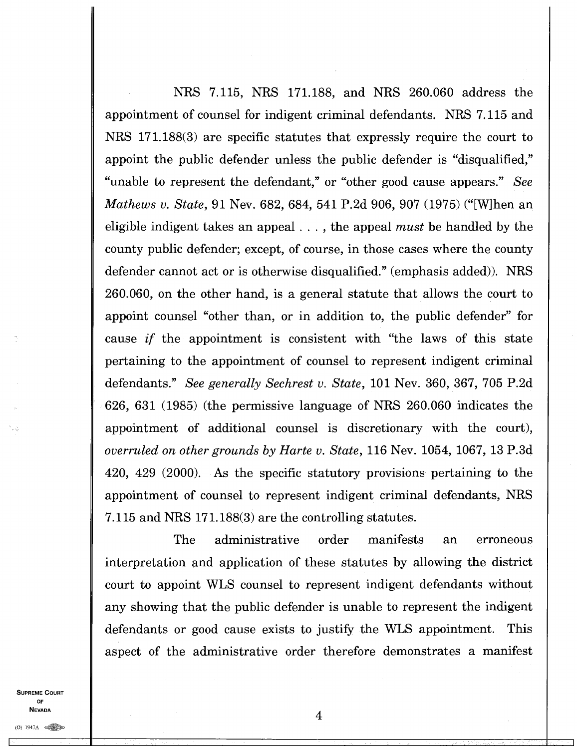NRS 7.115, NRS 171.188, and NRS 260.060 address the appointment of counsel for indigent criminal defendants. NRS 7.115 and NRS 171.188(3) are specific statutes that expressly require the court to appoint the public defender unless the public defender is "disqualified," "unable to represent the defendant," or "other good cause appears." *See Mathews v. State*, 91 Nev. 682, 684, 541 P.2d 906, 907 (1975) ("[W]hen an eligible indigent takes an appeal . . . , the appeal *must* be handled by the county public defender; except, of course, in those cases where the county defender cannot act or is otherwise disqualified." (emphasis added)). NRS 260.060, on the other hand, is a general statute that allows the court to appoint counsel "other than, or in addition to, the public defender" for cause *if* the appointment is consistent with "the laws of this state pertaining to the appointment of counsel to represent indigent criminal defendants." *See generally Sechrest v. State*, 101 Nev. 360, 367, 705 P.2d 626, 631 (1985) (the permissive language of NRS 260.060 indicates the appointment of additional counsel is discretionary with the court), *overruled on other grounds by Harte v. State*, 116 Nev. 1054, 1067, 13 P.3d 420, 429 (2000). As the specific statutory provisions pertaining to the appointment of counsel to represent indigent criminal defendants, NRS 7.115 and NRS 171.188(3) are the controlling statutes.

The administrative order manifests an erroneous interpretation and application of these statutes by allowing the district court to appoint WLS counsel to represent indigent defendants without any showing that the public defender is unable to represent the indigent defendants or good cause exists to justify the WLS appointment. This aspect of the administrative order therefore demonstrates a manifest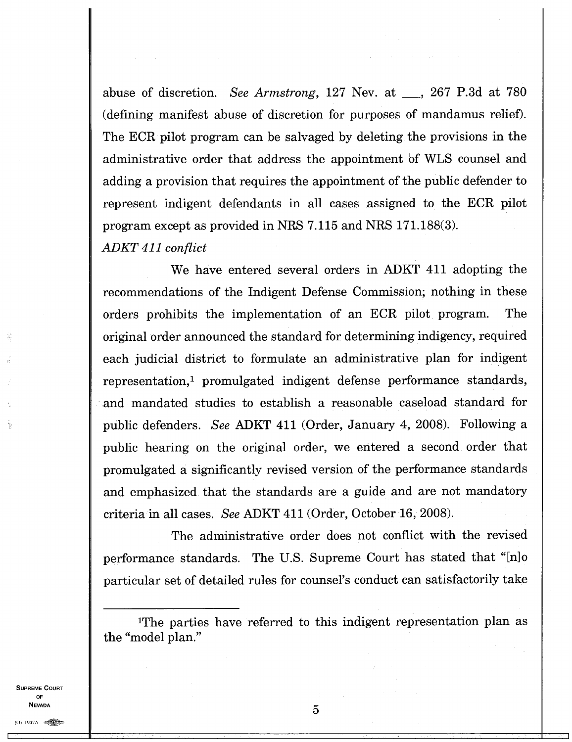abuse of discretion. *See Armstrong*, 127 Nev. at ___, 267 P.3d at 780 (defining manifest abuse of discretion for purposes of mandamus relief). The ECR pilot program can be salvaged by deleting the provisions in the administrative order that address the appointment of WLS counsel and adding a provision that requires the appointment of the public defender to represent indigent defendants in all cases assigned to the ECR pilot program except as provided in NRS 7.115 and NRS 171.188(3).

*ADKT 411 conflict*

We have entered several orders in ADKT 411 adopting the recommendations of the Indigent Defense Commission; nothing in these orders prohibits the implementation of an ECR pilot program. The original order announced the standard for determining indigency, required each judicial district to formulate an administrative plan for indigent representation,[1] promulgated indigent defense performance standards, and mandated studies to establish a reasonable caseload standard for public defenders. *See* ADKT 411 (Order, January 4, 2008). Following a public hearing on the original order, we entered a second order that promulgated a significantly revised version of the performance standards and emphasized that the standards are a guide and are not mandatory criteria in all cases. *See* ADKT 411 (Order, October 16, 2008).

The administrative order does not conflict with the revised performance standards. The U.S. Supreme Court has stated that "[n]o particular set of detailed rules for counsel's conduct can satisfactorily take

---

[1]The parties have referred to this indigent representation plan as the "model plan."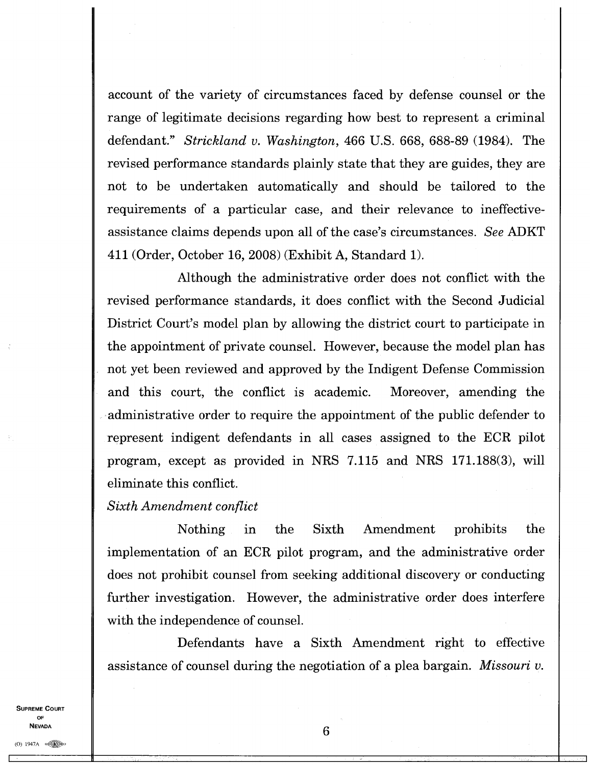account of the variety of circumstances faced by defense counsel or the range of legitimate decisions regarding how best to represent a criminal defendant." *Strickland v. Washington*, 466 U.S. 668, 688-89 (1984). The revised performance standards plainly state that they are guides, they are not to be undertaken automatically and should be tailored to the requirements of a particular case, and their relevance to ineffective-assistance claims depends upon all of the case's circumstances. *See* ADKT 411 (Order, October 16, 2008) (Exhibit A, Standard 1).

Although the administrative order does not conflict with the revised performance standards, it does conflict with the Second Judicial District Court's model plan by allowing the district court to participate in the appointment of private counsel. However, because the model plan has not yet been reviewed and approved by the Indigent Defense Commission and this court, the conflict is academic. Moreover, amending the administrative order to require the appointment of the public defender to represent indigent defendants in all cases assigned to the ECR pilot program, except as provided in NRS 7.115 and NRS 171.188(3), will eliminate this conflict.

*Sixth Amendment conflict*

Nothing in the Sixth Amendment prohibits the implementation of an ECR pilot program, and the administrative order does not prohibit counsel from seeking additional discovery or conducting further investigation. However, the administrative order does interfere with the independence of counsel.

Defendants have a Sixth Amendment right to effective assistance of counsel during the negotiation of a plea bargain. *Missouri v.*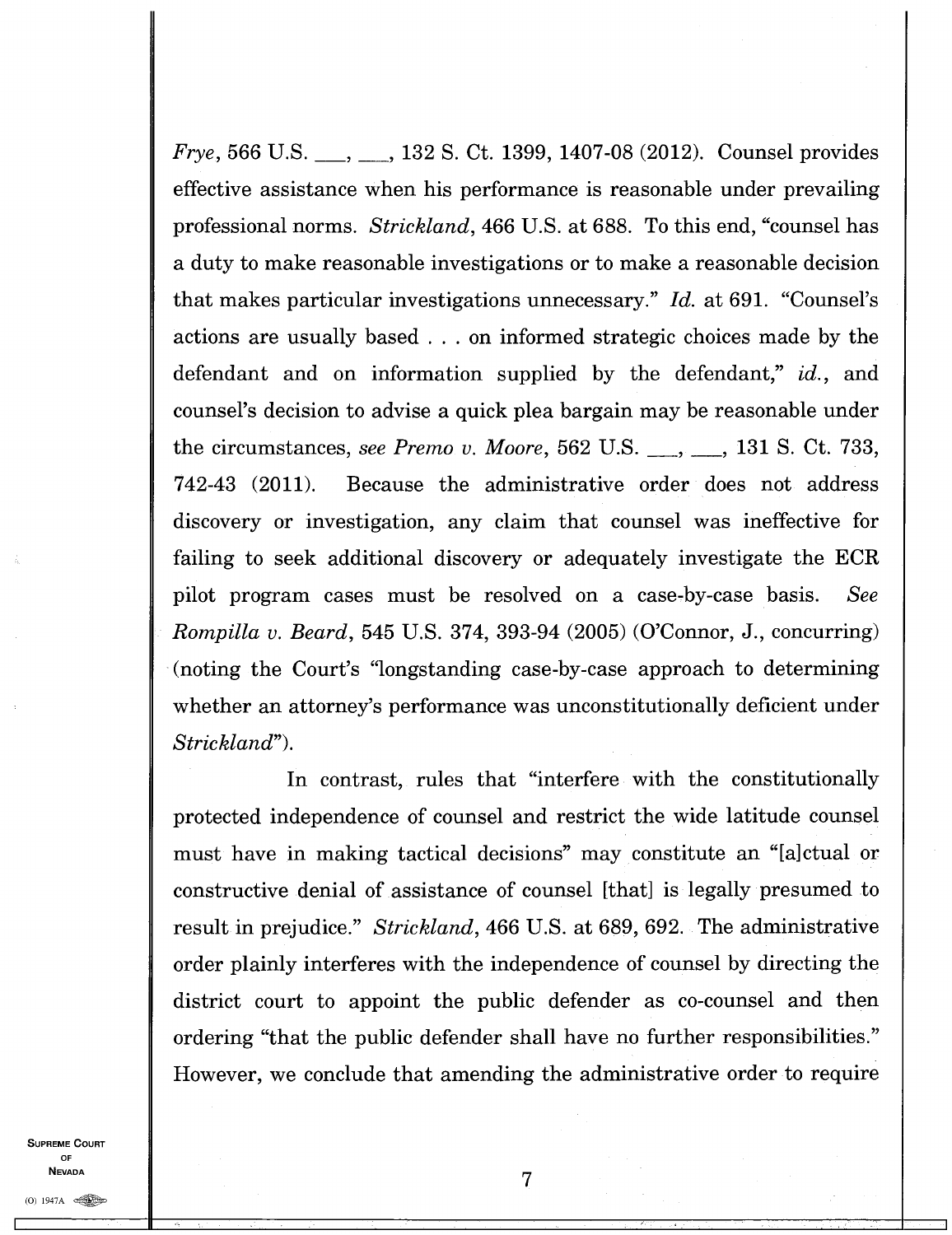*Frye*, 566 U.S. ___, ___, 132 S. Ct. 1399, 1407-08 (2012). Counsel provides effective assistance when his performance is reasonable under prevailing professional norms. *Strickland*, 466 U.S. at 688. To this end, "counsel has a duty to make reasonable investigations or to make a reasonable decision that makes particular investigations unnecessary." *Id.* at 691. "Counsel's actions are usually based . . . on informed strategic choices made by the defendant and on information supplied by the defendant," *id.*, and counsel's decision to advise a quick plea bargain may be reasonable under the circumstances, *see Premo v. Moore*, 562 U.S. ___, ___, 131 S. Ct. 733, 742-43 (2011). Because the administrative order does not address discovery or investigation, any claim that counsel was ineffective for failing to seek additional discovery or adequately investigate the ECR pilot program cases must be resolved on a case-by-case basis. *See Rompilla v. Beard*, 545 U.S. 374, 393-94 (2005) (O'Connor, J., concurring) (noting the Court's "longstanding case-by-case approach to determining whether an attorney's performance was unconstitutionally deficient under *Strickland*").

In contrast, rules that "interfere with the constitutionally protected independence of counsel and restrict the wide latitude counsel must have in making tactical decisions" may constitute an "[a]ctual or constructive denial of assistance of counsel [that] is legally presumed to result in prejudice." *Strickland*, 466 U.S. at 689, 692. The administrative order plainly interferes with the independence of counsel by directing the district court to appoint the public defender as co-counsel and then ordering "that the public defender shall have no further responsibilities." However, we conclude that amending the administrative order to require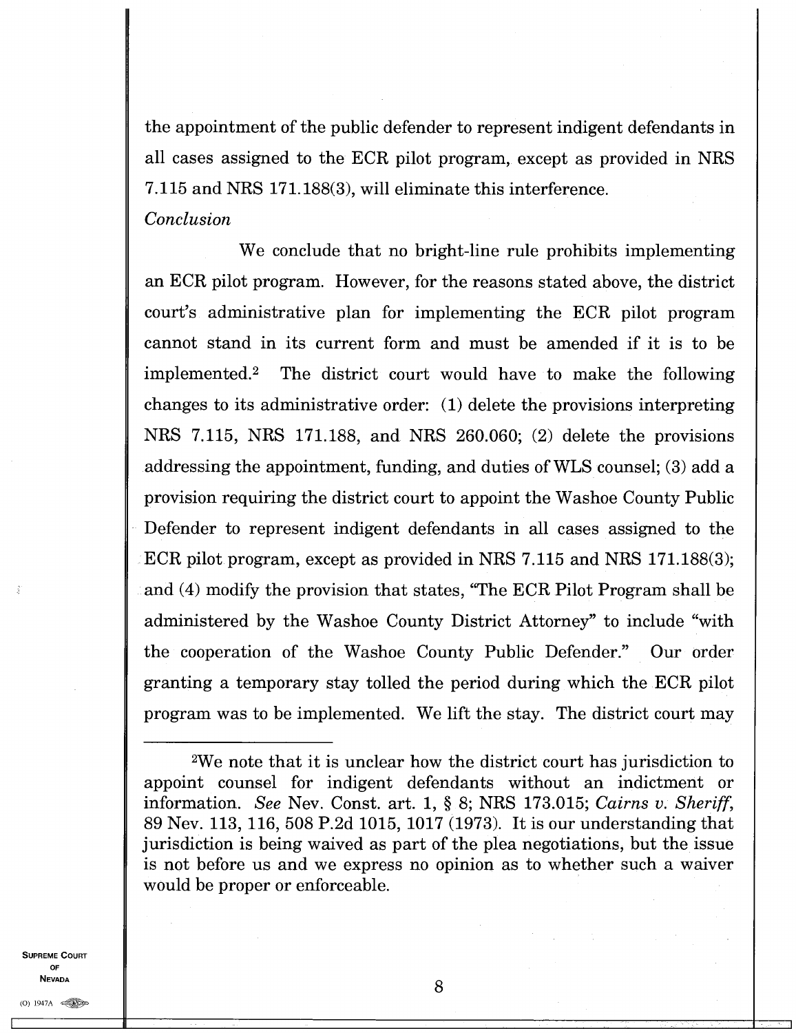the appointment of the public defender to represent indigent defendants in all cases assigned to the ECR pilot program, except as provided in NRS 7.115 and NRS 171.188(3), will eliminate this interference.

*Conclusion*

We conclude that no bright-line rule prohibits implementing an ECR pilot program. However, for the reasons stated above, the district court's administrative plan for implementing the ECR pilot program cannot stand in its current form and must be amended if it is to be implemented.[2] The district court would have to make the following changes to its administrative order: (1) delete the provisions interpreting NRS 7.115, NRS 171.188, and NRS 260.060; (2) delete the provisions addressing the appointment, funding, and duties of WLS counsel; (3) add a provision requiring the district court to appoint the Washoe County Public Defender to represent indigent defendants in all cases assigned to the ECR pilot program, except as provided in NRS 7.115 and NRS 171.188(3); and (4) modify the provision that states, "The ECR Pilot Program shall be administered by the Washoe County District Attorney" to include "with the cooperation of the Washoe County Public Defender." Our order granting a temporary stay tolled the period during which the ECR pilot program was to be implemented. We lift the stay. The district court may

---

[2]We note that it is unclear how the district court has jurisdiction to appoint counsel for indigent defendants without an indictment or information. *See* Nev. Const. art. 1, § 8; NRS 173.015; *Cairns v. Sheriff*, 89 Nev. 113, 116, 508 P.2d 1015, 1017 (1973). It is our understanding that jurisdiction is being waived as part of the plea negotiations, but the issue is not before us and we express no opinion as to whether such a waiver would be proper or enforceable.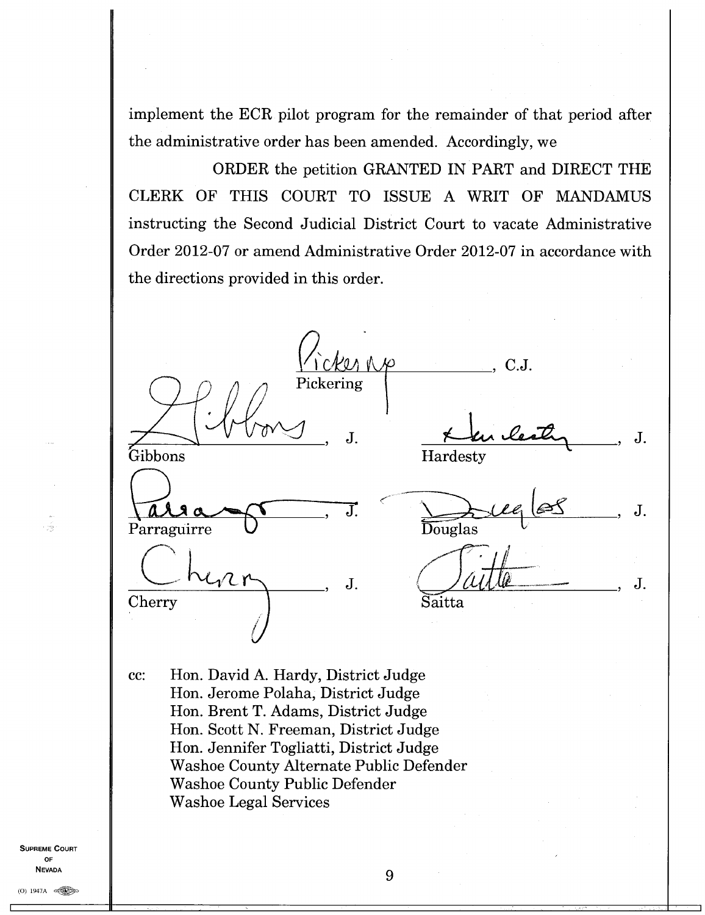implement the ECR pilot program for the remainder of that period after the administrative order has been amended. Accordingly, we

ORDER the petition GRANTED IN PART and DIRECT THE CLERK OF THIS COURT TO ISSUE A WRIT OF MANDAMUS instructing the Second Judicial District Court to vacate Administrative Order 2012-07 or amend Administrative Order 2012-07 in accordance with the directions provided in this order.

_______________, C.J.
Pickering

_______________, J.
Gibbons

_______________, J.
Hardesty

_______________, J.
Parraguirre

_______________, J.
Douglas

_______________, J.
Cherry

_______________, J.
Saitta

cc: Hon. David A. Hardy, District Judge
Hon. Jerome Polaha, District Judge
Hon. Brent T. Adams, District Judge
Hon. Scott N. Freeman, District Judge
Hon. Jennifer Togliatti, District Judge
Washoe County Alternate Public Defender
Washoe County Public Defender
Washoe Legal Services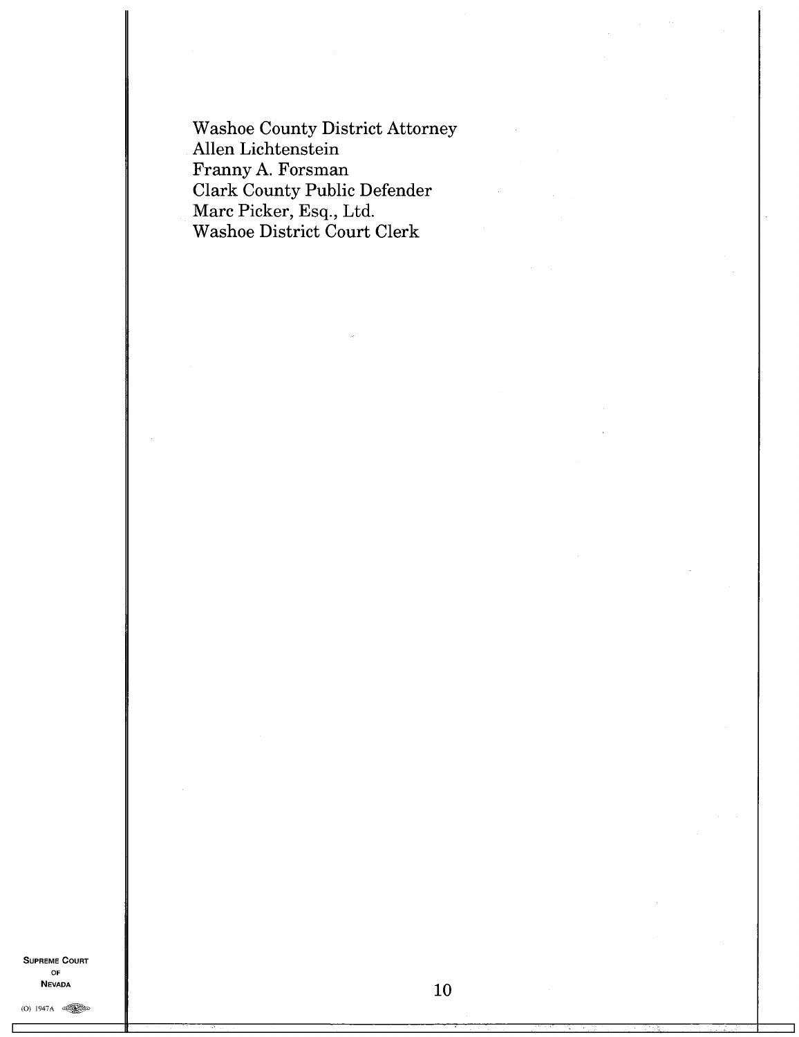Washoe County District Attorney  
Allen Lichtenstein  
Franny A. Forsman  
Clark County Public Defender  
Marc Picker, Esq., Ltd.  
Washoe District Court Clerk